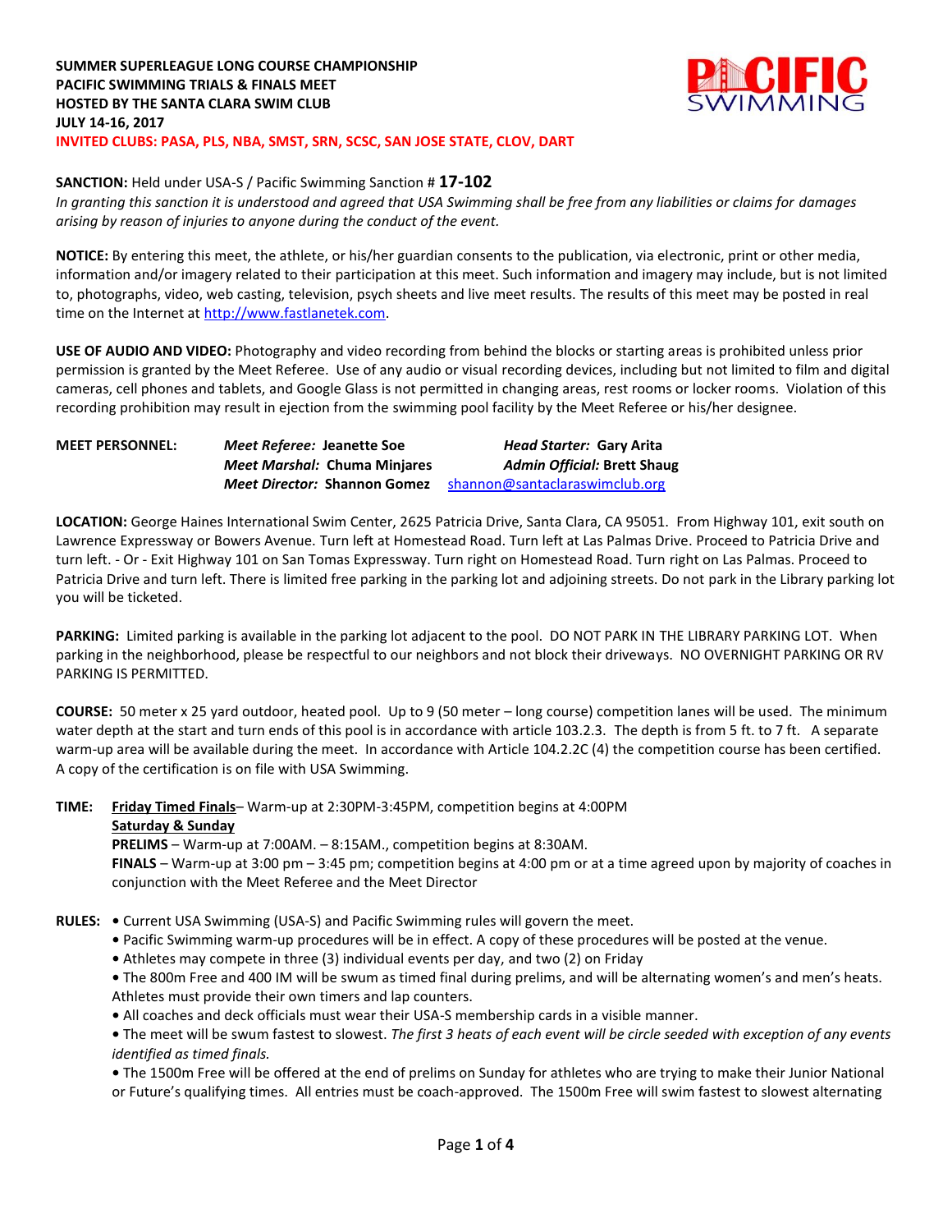**SUMMER SUPERLEAGUE LONG COURSE CHAMPIONSHIP**
**PACIFIC SWIMMING TRIALS & FINALS MEET**
**HOSTED BY THE SANTA CLARA SWIM CLUB**
**JULY 14-16, 2017**
**INVITED CLUBS: PASA, PLS, NBA, SMST, SRN, SCSC, SAN JOSE STATE, CLOV, DART**

**SANCTION:** Held under USA-S / Pacific Swimming Sanction # **17-102**
*In granting this sanction it is understood and agreed that USA Swimming shall be free from any liabilities or claims for damages arising by reason of injuries to anyone during the conduct of the event.*

**NOTICE:** By entering this meet, the athlete, or his/her guardian consents to the publication, via electronic, print or other media, information and/or imagery related to their participation at this meet. Such information and imagery may include, but is not limited to, photographs, video, web casting, television, psych sheets and live meet results. The results of this meet may be posted in real time on the Internet at http://www.fastlanetek.com.

**USE OF AUDIO AND VIDEO:** Photography and video recording from behind the blocks or starting areas is prohibited unless prior permission is granted by the Meet Referee. Use of any audio or visual recording devices, including but not limited to film and digital cameras, cell phones and tablets, and Google Glass is not permitted in changing areas, rest rooms or locker rooms. Violation of this recording prohibition may result in ejection from the swimming pool facility by the Meet Referee or his/her designee.

**MEET PERSONNEL:**
*Meet Referee:* **Jeanette Soe** — *Head Starter:* **Gary Arita**
*Meet Marshal:* **Chuma Minjares** — *Admin Official:* **Brett Shaug**
*Meet Director:* **Shannon Gomez** shannon@santaclaraswimclub.org

**LOCATION:** George Haines International Swim Center, 2625 Patricia Drive, Santa Clara, CA 95051. From Highway 101, exit south on Lawrence Expressway or Bowers Avenue. Turn left at Homestead Road. Turn left at Las Palmas Drive. Proceed to Patricia Drive and turn left. - Or - Exit Highway 101 on San Tomas Expressway. Turn right on Homestead Road. Turn right on Las Palmas. Proceed to Patricia Drive and turn left. There is limited free parking in the parking lot and adjoining streets. Do not park in the Library parking lot you will be ticketed.

**PARKING:** Limited parking is available in the parking lot adjacent to the pool. DO NOT PARK IN THE LIBRARY PARKING LOT. When parking in the neighborhood, please be respectful to our neighbors and not block their driveways. NO OVERNIGHT PARKING OR RV PARKING IS PERMITTED.

**COURSE:** 50 meter x 25 yard outdoor, heated pool. Up to 9 (50 meter – long course) competition lanes will be used. The minimum water depth at the start and turn ends of this pool is in accordance with article 103.2.3. The depth is from 5 ft. to 7 ft. A separate warm-up area will be available during the meet. In accordance with Article 104.2.2C (4) the competition course has been certified. A copy of the certification is on file with USA Swimming.

**TIME:** **Friday Timed Finals**– Warm-up at 2:30PM-3:45PM, competition begins at 4:00PM
**Saturday & Sunday**
**PRELIMS** – Warm-up at 7:00AM. – 8:15AM., competition begins at 8:30AM.
**FINALS** – Warm-up at 3:00 pm – 3:45 pm; competition begins at 4:00 pm or at a time agreed upon by majority of coaches in conjunction with the Meet Referee and the Meet Director

**RULES:**
- Current USA Swimming (USA-S) and Pacific Swimming rules will govern the meet.
- Pacific Swimming warm-up procedures will be in effect. A copy of these procedures will be posted at the venue.
- Athletes may compete in three (3) individual events per day, and two (2) on Friday
- The 800m Free and 400 IM will be swum as timed final during prelims, and will be alternating women's and men's heats. Athletes must provide their own timers and lap counters.
- All coaches and deck officials must wear their USA-S membership cards in a visible manner.
- The meet will be swum fastest to slowest. *The first 3 heats of each event will be circle seeded with exception of any events identified as timed finals.*
- The 1500m Free will be offered at the end of prelims on Sunday for athletes who are trying to make their Junior National or Future's qualifying times. All entries must be coach-approved. The 1500m Free will swim fastest to slowest alternating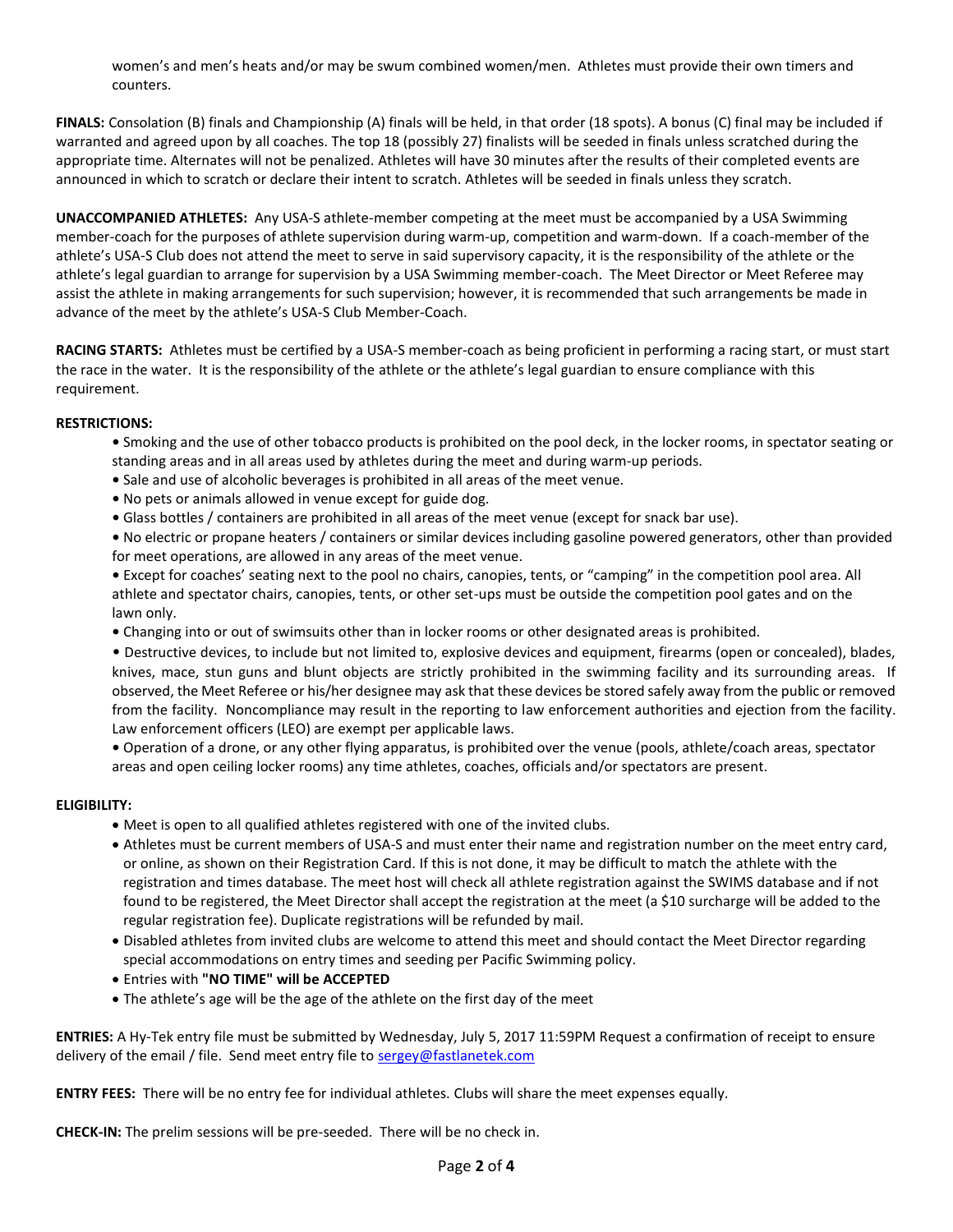women's and men's heats and/or may be swum combined women/men. Athletes must provide their own timers and counters.

**FINALS:** Consolation (B) finals and Championship (A) finals will be held, in that order (18 spots). A bonus (C) final may be included if warranted and agreed upon by all coaches. The top 18 (possibly 27) finalists will be seeded in finals unless scratched during the appropriate time. Alternates will not be penalized. Athletes will have 30 minutes after the results of their completed events are announced in which to scratch or declare their intent to scratch. Athletes will be seeded in finals unless they scratch.

**UNACCOMPANIED ATHLETES:** Any USA-S athlete-member competing at the meet must be accompanied by a USA Swimming member-coach for the purposes of athlete supervision during warm-up, competition and warm-down. If a coach-member of the athlete's USA-S Club does not attend the meet to serve in said supervisory capacity, it is the responsibility of the athlete or the athlete's legal guardian to arrange for supervision by a USA Swimming member-coach. The Meet Director or Meet Referee may assist the athlete in making arrangements for such supervision; however, it is recommended that such arrangements be made in advance of the meet by the athlete's USA-S Club Member-Coach.

**RACING STARTS:** Athletes must be certified by a USA-S member-coach as being proficient in performing a racing start, or must start the race in the water. It is the responsibility of the athlete or the athlete's legal guardian to ensure compliance with this requirement.

**RESTRICTIONS:**

- Smoking and the use of other tobacco products is prohibited on the pool deck, in the locker rooms, in spectator seating or standing areas and in all areas used by athletes during the meet and during warm-up periods.
- Sale and use of alcoholic beverages is prohibited in all areas of the meet venue.
- No pets or animals allowed in venue except for guide dog.
- Glass bottles / containers are prohibited in all areas of the meet venue (except for snack bar use).
- No electric or propane heaters / containers or similar devices including gasoline powered generators, other than provided for meet operations, are allowed in any areas of the meet venue.
- Except for coaches' seating next to the pool no chairs, canopies, tents, or "camping" in the competition pool area. All athlete and spectator chairs, canopies, tents, or other set-ups must be outside the competition pool gates and on the lawn only.
- Changing into or out of swimsuits other than in locker rooms or other designated areas is prohibited.
- Destructive devices, to include but not limited to, explosive devices and equipment, firearms (open or concealed), blades, knives, mace, stun guns and blunt objects are strictly prohibited in the swimming facility and its surrounding areas. If observed, the Meet Referee or his/her designee may ask that these devices be stored safely away from the public or removed from the facility. Noncompliance may result in the reporting to law enforcement authorities and ejection from the facility. Law enforcement officers (LEO) are exempt per applicable laws.
- Operation of a drone, or any other flying apparatus, is prohibited over the venue (pools, athlete/coach areas, spectator areas and open ceiling locker rooms) any time athletes, coaches, officials and/or spectators are present.

**ELIGIBILITY:**

- Meet is open to all qualified athletes registered with one of the invited clubs.
- Athletes must be current members of USA-S and must enter their name and registration number on the meet entry card, or online, as shown on their Registration Card. If this is not done, it may be difficult to match the athlete with the registration and times database. The meet host will check all athlete registration against the SWIMS database and if not found to be registered, the Meet Director shall accept the registration at the meet (a $10 surcharge will be added to the regular registration fee). Duplicate registrations will be refunded by mail.
- Disabled athletes from invited clubs are welcome to attend this meet and should contact the Meet Director regarding special accommodations on entry times and seeding per Pacific Swimming policy.
- Entries with **"NO TIME" will be ACCEPTED**
- The athlete's age will be the age of the athlete on the first day of the meet

**ENTRIES:** A Hy-Tek entry file must be submitted by Wednesday, July 5, 2017 11:59PM Request a confirmation of receipt to ensure delivery of the email / file. Send meet entry file to sergey@fastlanetek.com

**ENTRY FEES:** There will be no entry fee for individual athletes. Clubs will share the meet expenses equally.

**CHECK-IN:** The prelim sessions will be pre-seeded. There will be no check in.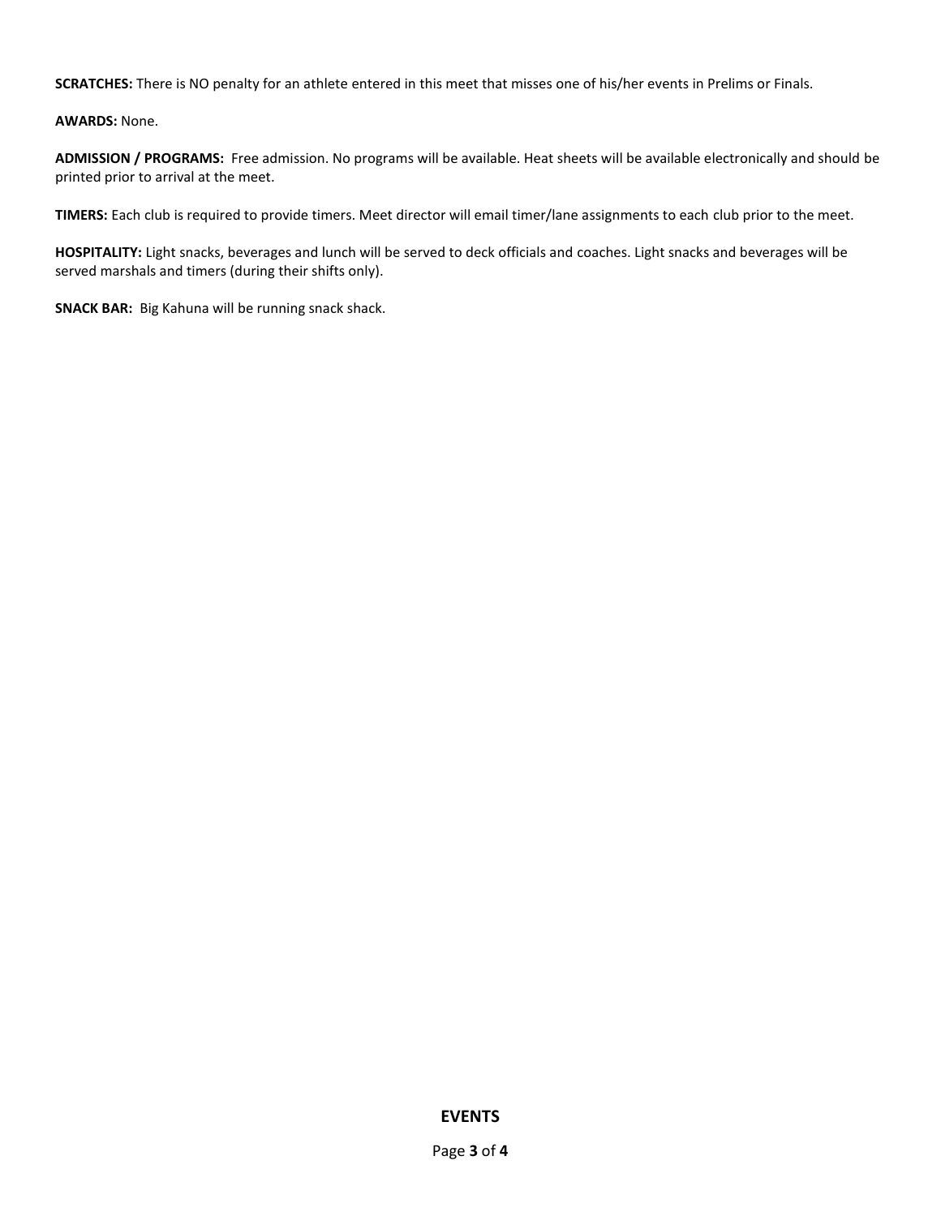**SCRATCHES:** There is NO penalty for an athlete entered in this meet that misses one of his/her events in Prelims or Finals.

**AWARDS:** None.

**ADMISSION / PROGRAMS:** Free admission. No programs will be available. Heat sheets will be available electronically and should be printed prior to arrival at the meet.

**TIMERS:** Each club is required to provide timers. Meet director will email timer/lane assignments to each club prior to the meet.

**HOSPITALITY:** Light snacks, beverages and lunch will be served to deck officials and coaches. Light snacks and beverages will be served marshals and timers (during their shifts only).

**SNACK BAR:** Big Kahuna will be running snack shack.

## EVENTS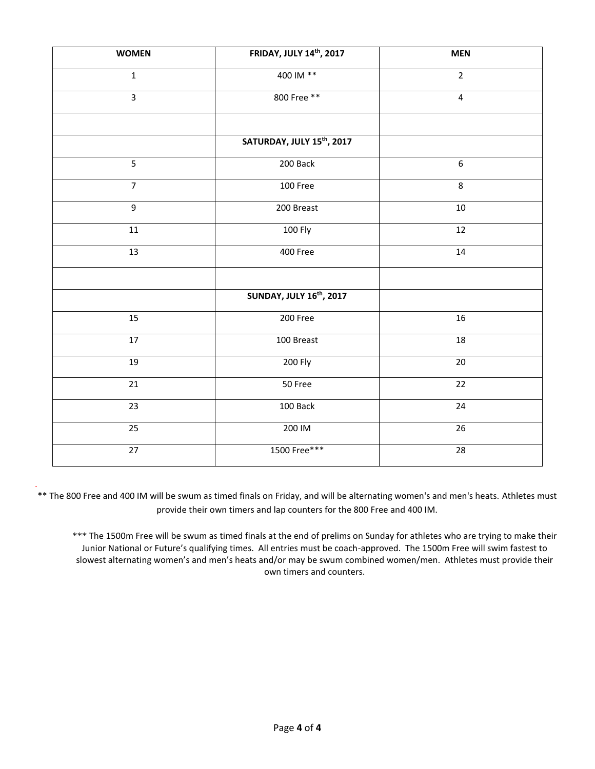| WOMEN | FRIDAY, JULY 14th, 2017 | MEN |
|---|---|---|
| 1 | 400 IM ** | 2 |
| 3 | 800 Free ** | 4 |
| | | |
| | SATURDAY, JULY 15th, 2017 | |
| 5 | 200 Back | 6 |
| 7 | 100 Free | 8 |
| 9 | 200 Breast | 10 |
| 11 | 100 Fly | 12 |
| 13 | 400 Free | 14 |
| | | |
| | SUNDAY, JULY 16th, 2017 | |
| 15 | 200 Free | 16 |
| 17 | 100 Breast | 18 |
| 19 | 200 Fly | 20 |
| 21 | 50 Free | 22 |
| 23 | 100 Back | 24 |
| 25 | 200 IM | 26 |
| 27 | 1500 Free*** | 28 |

** The 800 Free and 400 IM will be swum as timed finals on Friday, and will be alternating women's and men's heats. Athletes must provide their own timers and lap counters for the 800 Free and 400 IM.

*** The 1500m Free will be swum as timed finals at the end of prelims on Sunday for athletes who are trying to make their Junior National or Future's qualifying times. All entries must be coach-approved. The 1500m Free will swim fastest to slowest alternating women's and men's heats and/or may be swum combined women/men. Athletes must provide their own timers and counters.